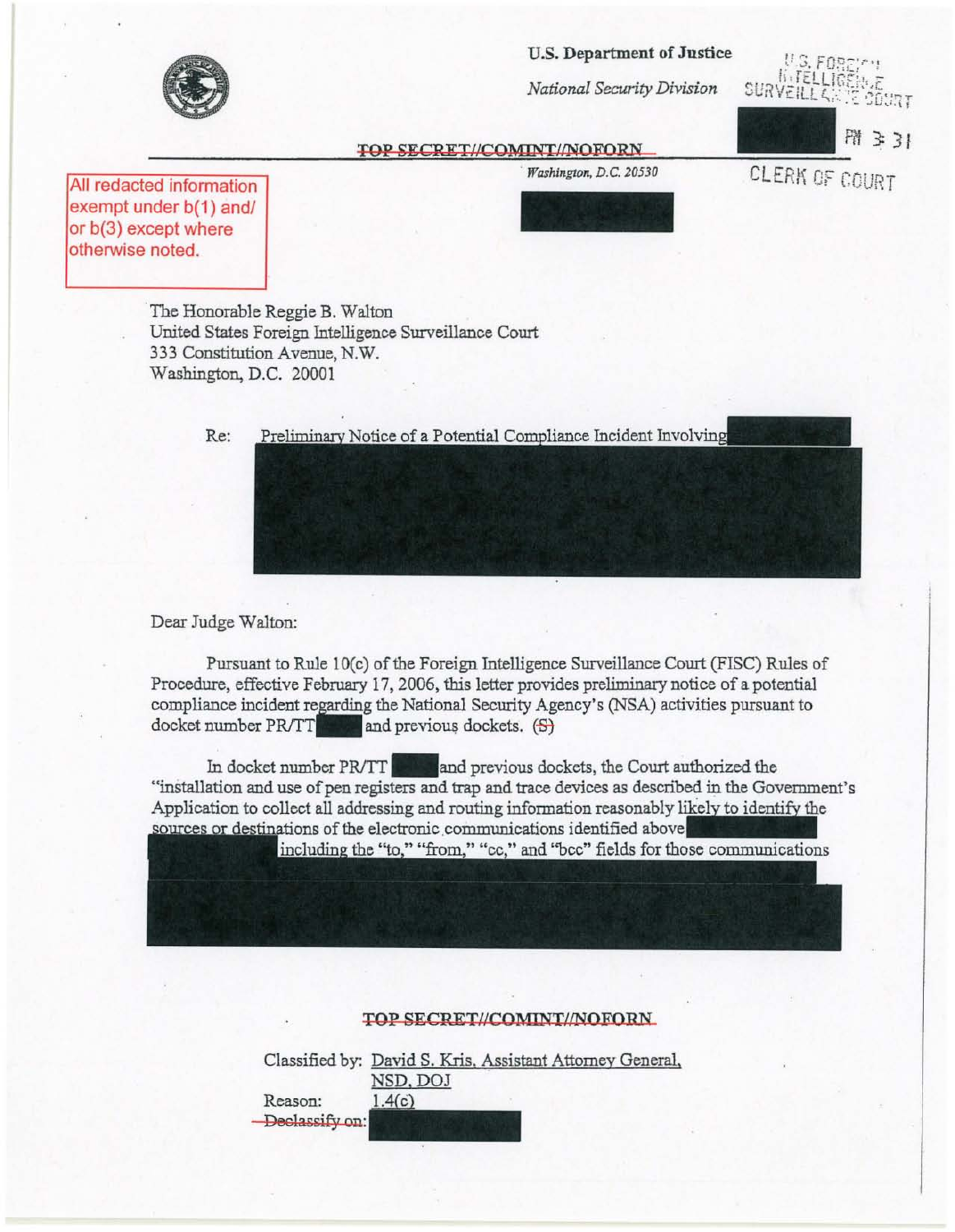U.S. Department of Justice

*National Security Division*

U.S. FOREIGN INTELLIGENCE SURVEILLANCE COURT

PM 3:31

CLERK OF COURT

~~TOP SECRET//COMINT//NOFORN~~

*Washington, D.C. 20530*

All redacted information exempt under b(1) and/or b(3) except where otherwise noted.

The Honorable Reggie B. Walton
United States Foreign Intelligence Surveillance Court
333 Constitution Avenue, N.W.
Washington, D.C. 20001

Re: Preliminary Notice of a Potential Compliance Incident Involving

Dear Judge Walton:

Pursuant to Rule 10(c) of the Foreign Intelligence Surveillance Court (FISC) Rules of Procedure, effective February 17, 2006, this letter provides preliminary notice of a potential compliance incident regarding the National Security Agency's (NSA) activities pursuant to docket number PR/TT and previous dockets. (~~S~~)

In docket number PR/TT and previous dockets, the Court authorized the "installation and use of pen registers and trap and trace devices as described in the Government's Application to collect all addressing and routing information reasonably likely to identify the sources or destinations of the electronic communications identified above including the "to," "from," "cc," and "bcc" fields for those communications

~~TOP SECRET//COMINT//NOFORN~~

Classified by: David S. Kris, Assistant Attorney General, NSD, DOJ
Reason: 1.4(c)
~~Declassify on:~~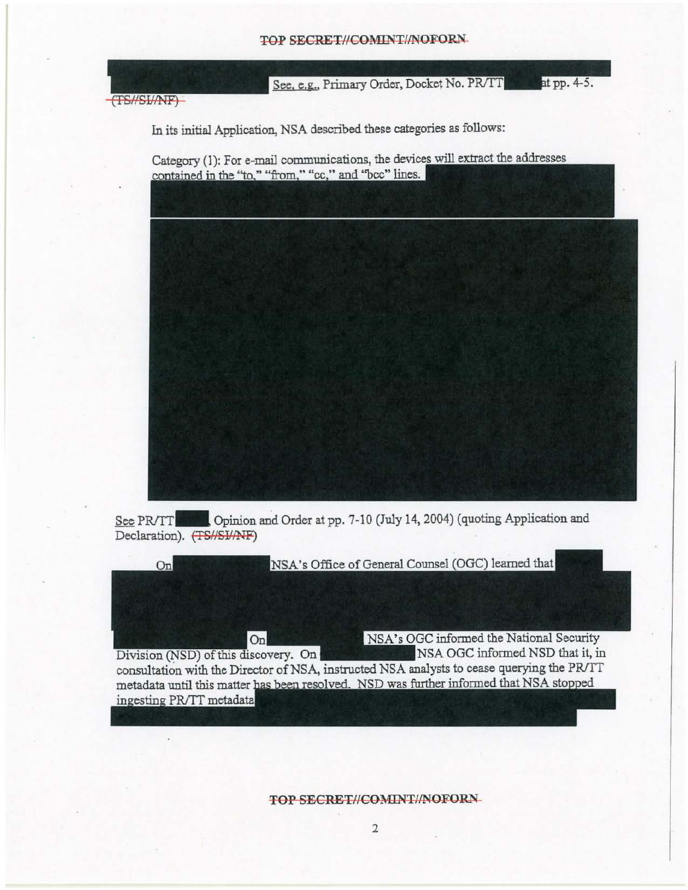See, e.g., Primary Order, Docket No. PR/TT at pp. 4-5. (TS//SI/NF)

In its initial Application, NSA described these categories as follows:

> Category (1): For e-mail communications, the devices will extract the addresses contained in the "to," "from," "cc," and "bcc" lines.

See PR/TT Opinion and Order at pp. 7-10 (July 14, 2004) (quoting Application and Declaration). (TS//SI/NF)

On NSA's Office of General Counsel (OGC) learned that

On NSA's OGC informed the National Security Division (NSD) of this discovery. On NSA OGC informed NSD that it, in consultation with the Director of NSA, instructed NSA analysts to cease querying the PR/TT metadata until this matter has been resolved. NSD was further informed that NSA stopped ingesting PR/TT metadata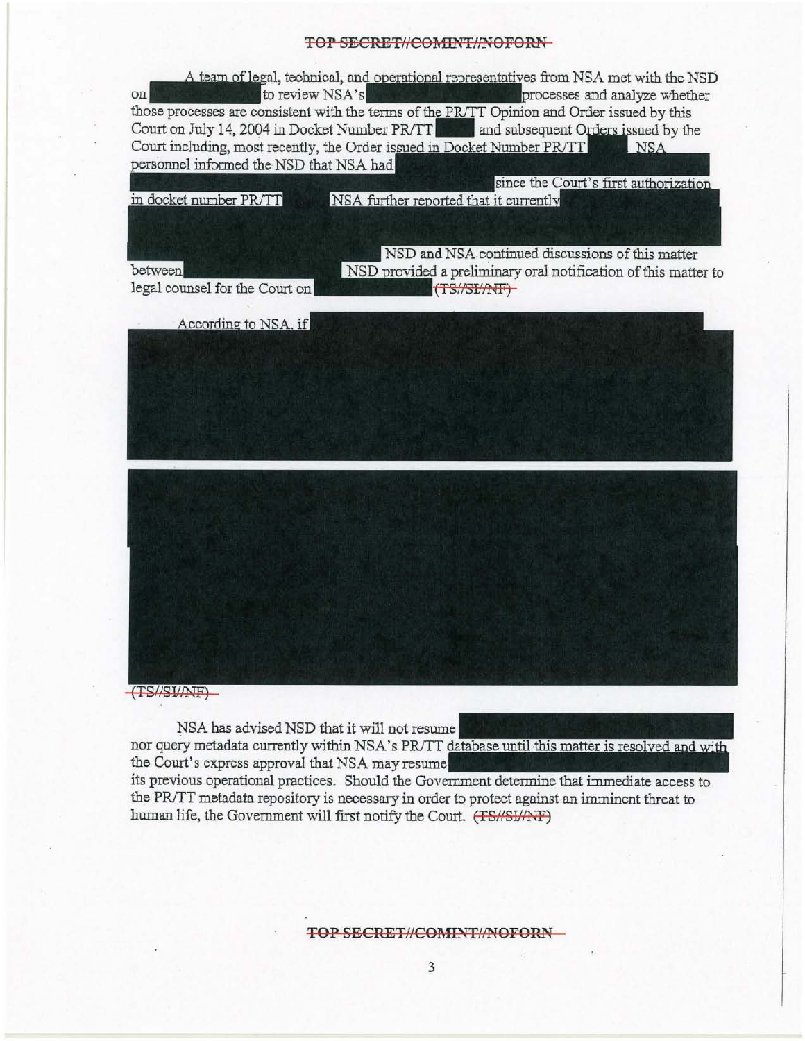A team of legal, technical, and operational representatives from NSA met with the NSD on [REDACTED] to review NSA's [REDACTED] processes and analyze whether those processes are consistent with the terms of the PR/TT Opinion and Order issued by this Court on July 14, 2004 in Docket Number PR/TT [REDACTED] and subsequent Orders issued by the Court including, most recently, the Order issued in Docket Number PR/TT [REDACTED] NSA personnel informed the NSD that NSA had [REDACTED] since the Court's first authorization in docket number PR/TT [REDACTED] NSA further reported that it currently [REDACTED] NSD and NSA continued discussions of this matter between [REDACTED] NSD provided a preliminary oral notification of this matter to legal counsel for the Court on [REDACTED] ~~(TS//SI//NF)~~

According to NSA, if [REDACTED]

[REDACTED]

~~(TS//SI//NF)~~

NSA has advised NSD that it will not resume [REDACTED] nor query metadata currently within NSA's PR/TT database until this matter is resolved and with the Court's express approval that NSA may resume [REDACTED] its previous operational practices. Should the Government determine that immediate access to the PR/TT metadata repository is necessary in order to protect against an imminent threat to human life, the Government will first notify the Court. ~~(TS//SI//NF)~~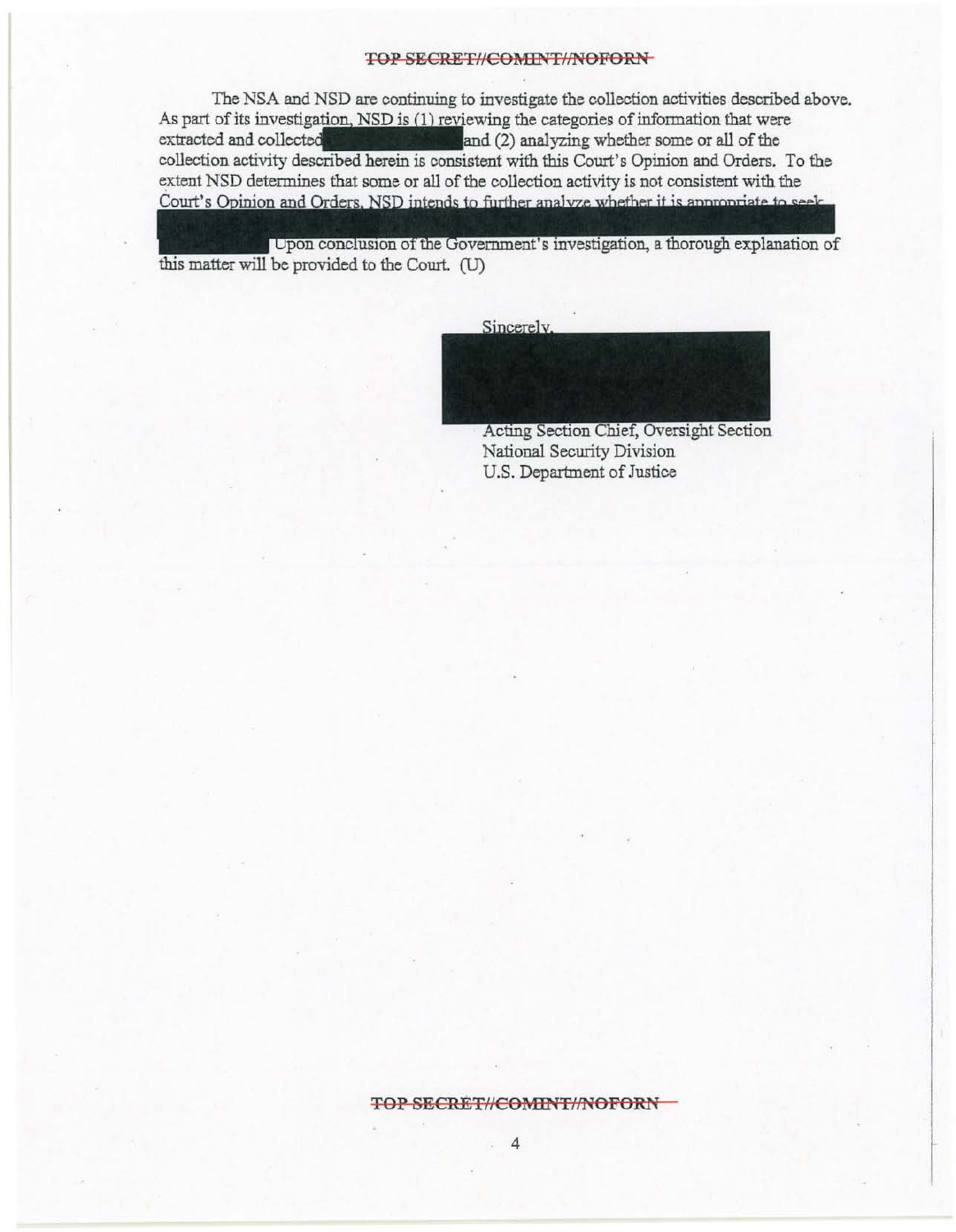The NSA and NSD are continuing to investigate the collection activities described above. As part of its investigation, NSD is (1) reviewing the categories of information that were extracted and collected and (2) analyzing whether some or all of the collection activity described herein is consistent with this Court's Opinion and Orders. To the extent NSD determines that some or all of the collection activity is not consistent with the Court's Opinion and Orders, NSD intends to further analyze whether it is appropriate to seek

Upon conclusion of the Government's investigation, a thorough explanation of this matter will be provided to the Court. (U)

Sincerely,

Acting Section Chief, Oversight Section
National Security Division
U.S. Department of Justice